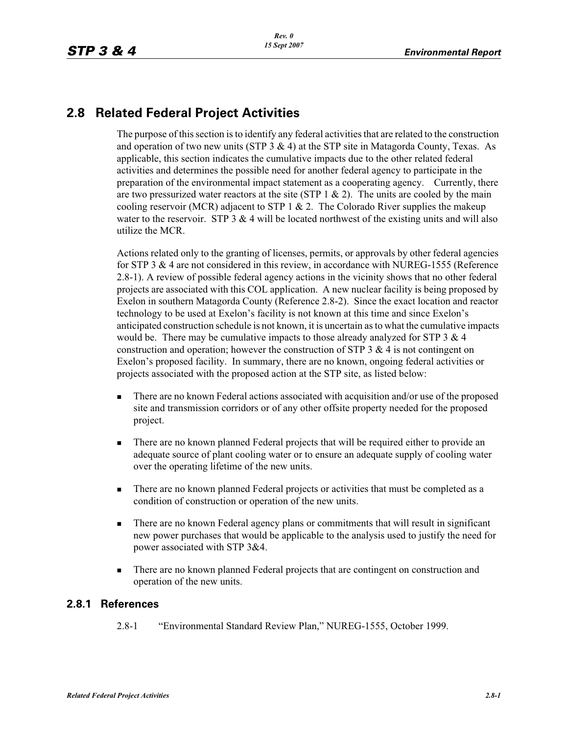## 2.8 Related Federal Project Activities

The purpose of this section is to identify any federal activities that are related to the construction and operation of two new units (STP 3 & 4) at the STP site in Matagorda County, Texas. As applicable, this section indicates the cumulative impacts due to the other related federal activities and determines the possible need for another federal agency to participate in the preparation of the environmental impact statement as a cooperating agency. Currently, there are two pressurized water reactors at the site (STP 1 & 2). The units are cooled by the main cooling reservoir (MCR) adjacent to STP 1 & 2. The Colorado River supplies the makeup water to the reservoir. STP 3 & 4 will be located northwest of the existing units and will also utilize the MCR.

Actions related only to the granting of licenses, permits, or approvals by other federal agencies for STP 3 & 4 are not considered in this review, in accordance with NUREG-1555 (Reference 2.8-1). A review of possible federal agency actions in the vicinity shows that no other federal projects are associated with this COL application. A new nuclear facility is being proposed by Exelon in southern Matagorda County (Reference 2.8-2). Since the exact location and reactor technology to be used at Exelon's facility is not known at this time and since Exelon's anticipated construction schedule is not known, it is uncertain as to what the cumulative impacts would be. There may be cumulative impacts to those already analyzed for STP 3 & 4 construction and operation; however the construction of STP 3 & 4 is not contingent on Exelon's proposed facility. In summary, there are no known, ongoing federal activities or projects associated with the proposed action at the STP site, as listed below:

- There are no known Federal actions associated with acquisition and/or use of the proposed site and transmission corridors or of any other offsite property needed for the proposed project.
- There are no known planned Federal projects that will be required either to provide an adequate source of plant cooling water or to ensure an adequate supply of cooling water over the operating lifetime of the new units.
- There are no known planned Federal projects or activities that must be completed as a condition of construction or operation of the new units.
- There are no known Federal agency plans or commitments that will result in significant new power purchases that would be applicable to the analysis used to justify the need for power associated with STP 3&4.
- There are no known planned Federal projects that are contingent on construction and operation of the new units.

### 2.8.1 References

2.8-1 "Environmental Standard Review Plan," NUREG-1555, October 1999.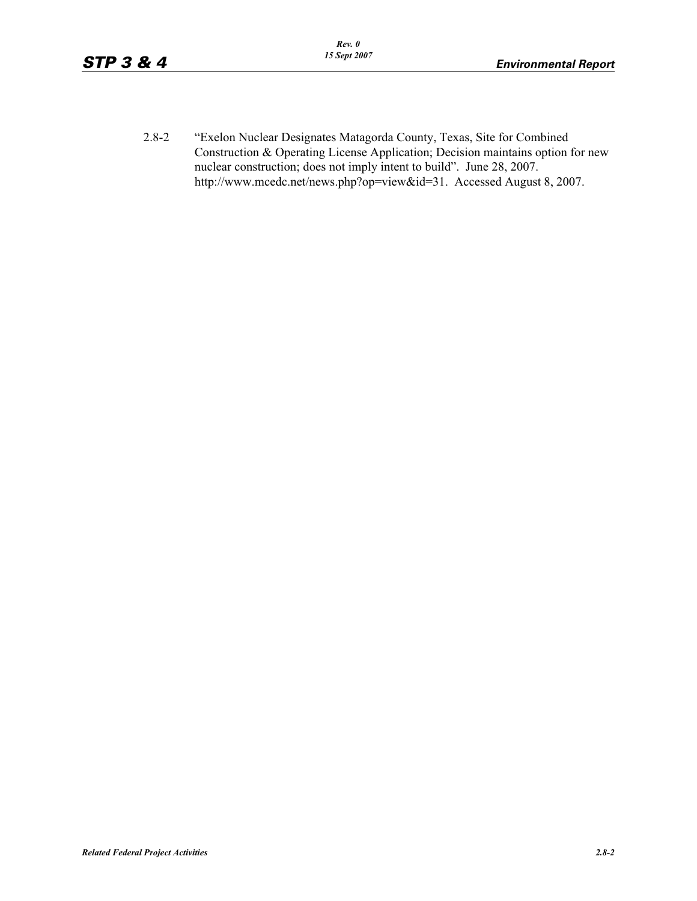2.8-2 "Exelon Nuclear Designates Matagorda County, Texas, Site for Combined Construction & Operating License Application; Decision maintains option for new nuclear construction; does not imply intent to build". June 28, 2007. http://www.mcedc.net/news.php?op=view&id=31. Accessed August 8, 2007.